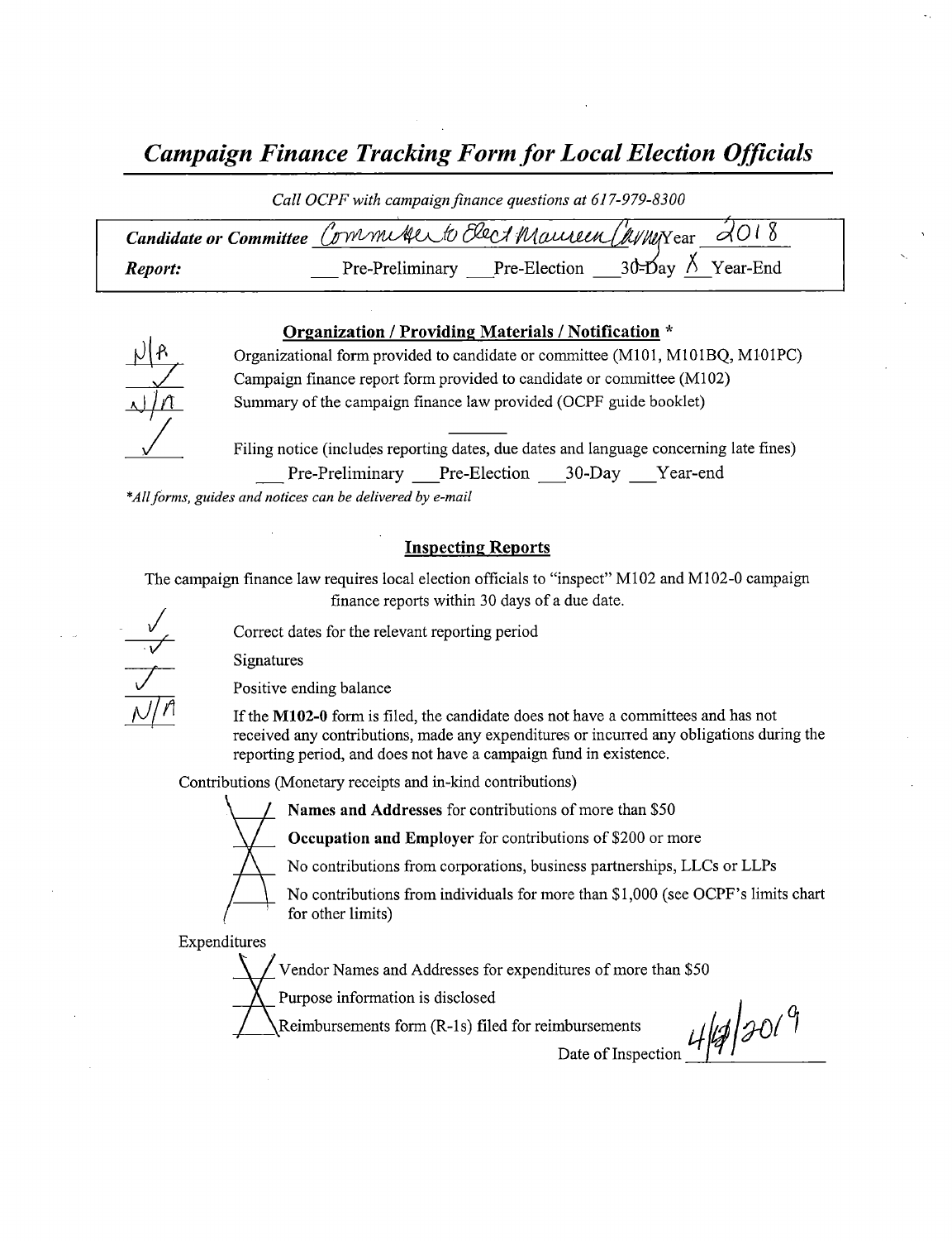# *Campaign Finance Tracking Form for Local Election Officials*

*Call OCPF with campaign finance questions at 617-979-8300*

**Candidate or Committee** Committee to Elect Maureen Canty Year 2018

**Report:** ___ Pre-Preliminary ___ Pre-Election ___ 30-Day X Year-End

## Organization / Providing Materials / Notification *

N/A Organizational form provided to candidate or committee (M101, M101BQ, M101PC)

✓ Campaign finance report form provided to candidate or committee (M102)

N/A Summary of the campaign finance law provided (OCPF guide booklet)

✓ Filing notice (includes reporting dates, due dates and language concerning late fines)

___ Pre-Preliminary ___ Pre-Election ___ 30-Day ___ Year-end

*\*All forms, guides and notices can be delivered by e-mail*

## Inspecting Reports

The campaign finance law requires local election officials to "inspect" M102 and M102-0 campaign finance reports within 30 days of a due date.

✓ Correct dates for the relevant reporting period

✓ Signatures

✓ Positive ending balance

N/A If the **M102-0** form is filed, the candidate does not have a committees and has not received any contributions, made any expenditures or incurred any obligations during the reporting period, and does not have a campaign fund in existence.

Contributions (Monetary receipts and in-kind contributions)

X **Names and Addresses** for contributions of more than $50

X **Occupation and Employer** for contributions of $200 or more

X No contributions from corporations, business partnerships, LLCs or LLPs

X No contributions from individuals for more than $1,000 (see OCPF's limits chart for other limits)

Expenditures

X Vendor Names and Addresses for expenditures of more than $50

X Purpose information is disclosed

X Reimbursements form (R-1s) filed for reimbursements

Date of Inspection 4/9/2019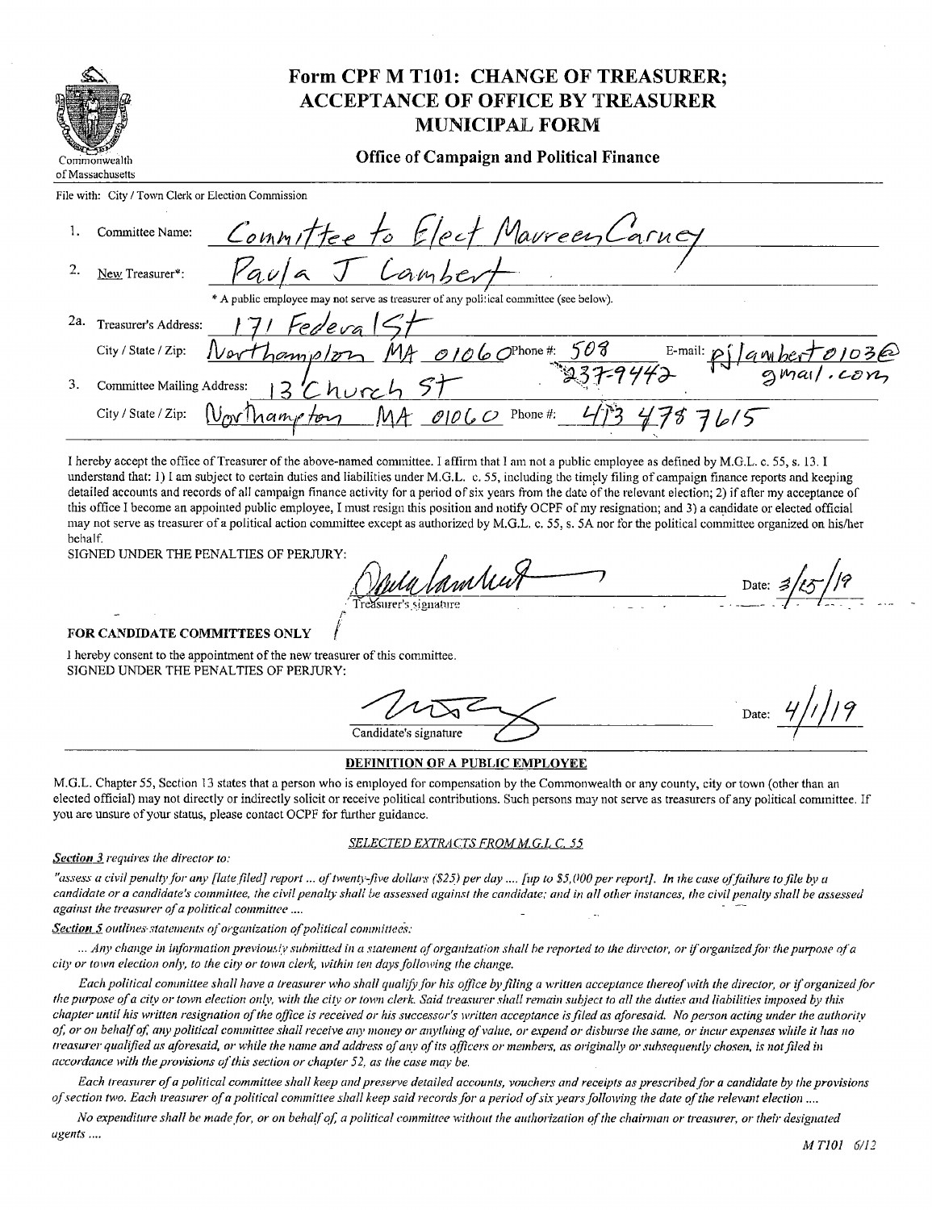Commonwealth of Massachusetts

# Form CPF M T101: CHANGE OF TREASURER; ACCEPTANCE OF OFFICE BY TREASURER MUNICIPAL FORM

## Office of Campaign and Political Finance

File with: City / Town Clerk or Election Commission

1. Committee Name: Committee to Elect Maureen Carney
2. New Treasurer*: Paula J Lambert

   \* A public employee may not serve as treasurer of any political committee (see below).

2a. Treasurer's Address: 171 Federal St

   City / State / Zip: Northampton MA 01060 Phone #: 508 237-9442 E-mail: pjlambert0103@gmail.com

3. Committee Mailing Address: 13 Church St

   City / State / Zip: Northampton MA 01060 Phone #: 413 478 7615

I hereby accept the office of Treasurer of the above-named committee. I affirm that I am not a public employee as defined by M.G.L. c. 55, s. 13. I understand that: 1) I am subject to certain duties and liabilities under M.G.L. c. 55, including the timely filing of campaign finance reports and keeping detailed accounts and records of all campaign finance activity for a period of six years from the date of the relevant election; 2) if after my acceptance of this office I become an appointed public employee, I must resign this position and notify OCPF of my resignation; and 3) a candidate or elected official may not serve as treasurer of a political action committee except as authorized by M.G.L. c. 55, s. 5A nor for the political committee organized on his/her behalf.

SIGNED UNDER THE PENALTIES OF PERJURY:

[signature] Treasurer's signature Date: 3/25/19

**FOR CANDIDATE COMMITTEES ONLY**

I hereby consent to the appointment of the new treasurer of this committee.
SIGNED UNDER THE PENALTIES OF PERJURY:

[signature] Candidate's signature Date: 4/1/19

**DEFINITION OF A PUBLIC EMPLOYEE**

M.G.L. Chapter 55, Section 13 states that a person who is employed for compensation by the Commonwealth or any county, city or town (other than an elected official) may not directly or indirectly solicit or receive political contributions. Such persons may not serve as treasurers of any political committee. If you are unsure of your status, please contact OCPF for further guidance.

*SELECTED EXTRACTS FROM M.G.L C. 55*

***Section 3** requires the director to:*

*"assess a civil penalty for any [late filed] report ... of twenty-five dollars ($25) per day .... [up to $5,000 per report]. In the case of failure to file by a candidate or a candidate's committee, the civil penalty shall be assessed against the candidate; and in all other instances, the civil penalty shall be assessed against the treasurer of a political committee ....*

***Section 5** outlines statements of organization of political committees:*

*... Any change in information previously submitted in a statement of organization shall be reported to the director, or if organized for the purpose of a city or town election only, to the city or town clerk, within ten days following the change.*

*Each political committee shall have a treasurer who shall qualify for his office by filing a written acceptance thereof with the director, or if organized for the purpose of a city or town election only, with the city or town clerk. Said treasurer shall remain subject to all the duties and liabilities imposed by this chapter until his written resignation of the office is received or his successor's written acceptance is filed as aforesaid. No person acting under the authority of, or on behalf of, any political committee shall receive any money or anything of value, or expend or disburse the same, or incur expenses while it has no treasurer qualified as aforesaid, or while the name and address of any of its officers or members, as originally or subsequently chosen, is not filed in accordance with the provisions of this section or chapter 52, as the case may be.*

*Each treasurer of a political committee shall keep and preserve detailed accounts, vouchers and receipts as prescribed for a candidate by the provisions of section two. Each treasurer of a political committee shall keep said records for a period of six years following the date of the relevant election ....*

*No expenditure shall be made for, or on behalf of, a political committee without the authorization of the chairman or treasurer, or their designated agents ....*

*M T101 6/12*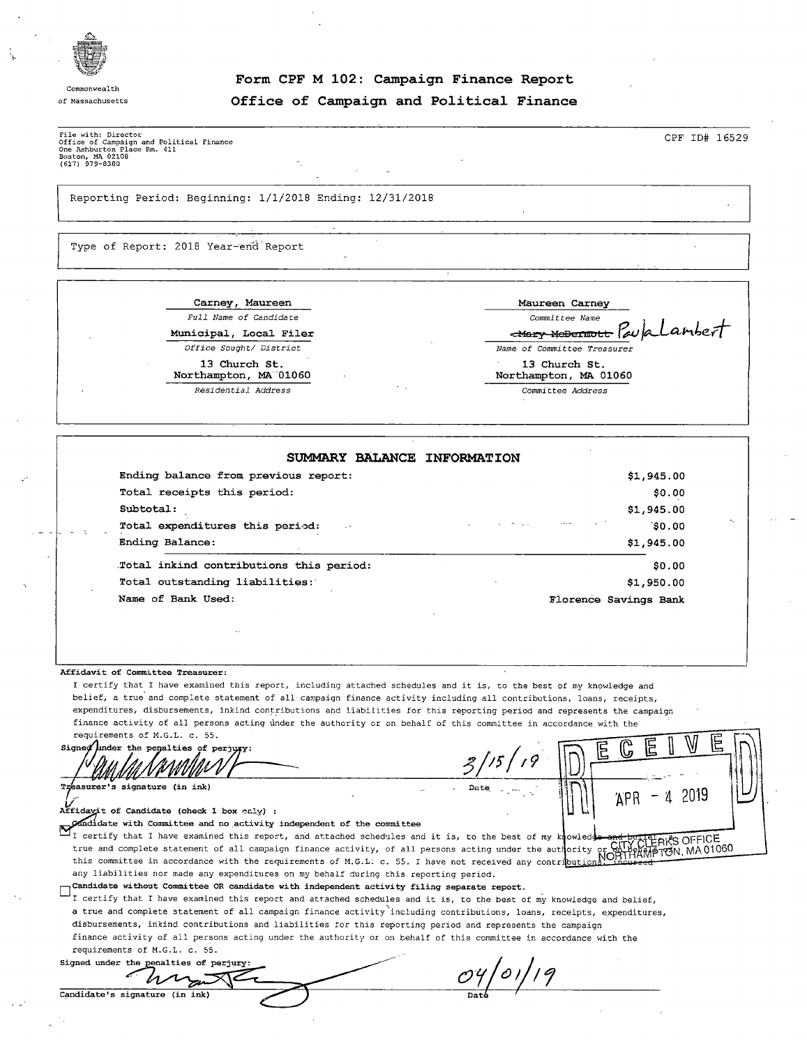Commonwealth of Massachusetts

# Form CPF M 102: Campaign Finance Report

## Office of Campaign and Political Finance

File with: Director
Office of Campaign and Political Finance
One Ashburton Place Rm. 411
Boston, MA 02108
(617) 979-8300

CPF ID# 16529

Reporting Period: Beginning: 1/1/2018 Ending: 12/31/2018

Type of Report: 2018 Year-end Report

| | |
|---|---|
| Carney, Maureen | Maureen Carney |
| *Full Name of Candidate* | *Committee Name* |
| Municipal, Local Filer | ~~Mary McDermott~~ Paula Lambert |
| *Office Sought/ District* | *Name of Committee Treasurer* |
| 13 Church St. Northampton, MA 01060 | 13 Church St. Northampton, MA 01060 |
| *Residential Address* | *Committee Address* |

### SUMMARY BALANCE INFORMATION

| | |
|---|---|
| Ending balance from previous report: | $1,945.00 |
| Total receipts this period: | $0.00 |
| Subtotal: | $1,945.00 |
| Total expenditures this period: | $0.00 |
| Ending Balance: | $1,945.00 |
| Total inkind contributions this period: | $0.00 |
| Total outstanding liabilities: | $1,950.00 |
| Name of Bank Used: | Florence Savings Bank |

**Affidavit of Committee Treasurer:**

I certify that I have examined this report, including attached schedules and it is, to the best of my knowledge and belief, a true and complete statement of all campaign finance activity including all contributions, loans, receipts, expenditures, disbursements, inkind contributions and liabilities for this reporting period and represents the campaign finance activity of all persons acting under the authority or on behalf of this committee in accordance with the requirements of M.G.L. c. 55.

Signed under the penalties of perjury: [signature] Date 3/15/19

Treasurer's signature (in ink)

RECEIVED APR - 4 2019 CITY CLERKS OFFICE NORTHAMPTON, MA 01060

**Affidavit of Candidate (check 1 box only) :**

☑ **Candidate with Committee and no activity independent of the committee**
I certify that I have examined this report, and attached schedules and it is, to the best of my knowledge and belief, a true and complete statement of all campaign finance activity, of all persons acting under the authority or on behalf of this committee in accordance with the requirements of M.G.L. c. 55. I have not received any contributions, incurred any liabilities nor made any expenditures on my behalf during this reporting period.

☐ **Candidate without Committee OR candidate with independent activity filing separate report.**
I certify that I have examined this report and attached schedules and it is, to the best of my knowledge and belief, a true and complete statement of all campaign finance activity including contributions, loans, receipts, expenditures, disbursements, inkind contributions and liabilities for this reporting period and represents the campaign finance activity of all persons acting under the authority or on behalf of this committee in accordance with the requirements of M.G.L. c. 55.

Signed under the penalties of perjury: [signature] Date 04/01/19

Candidate's signature (in ink)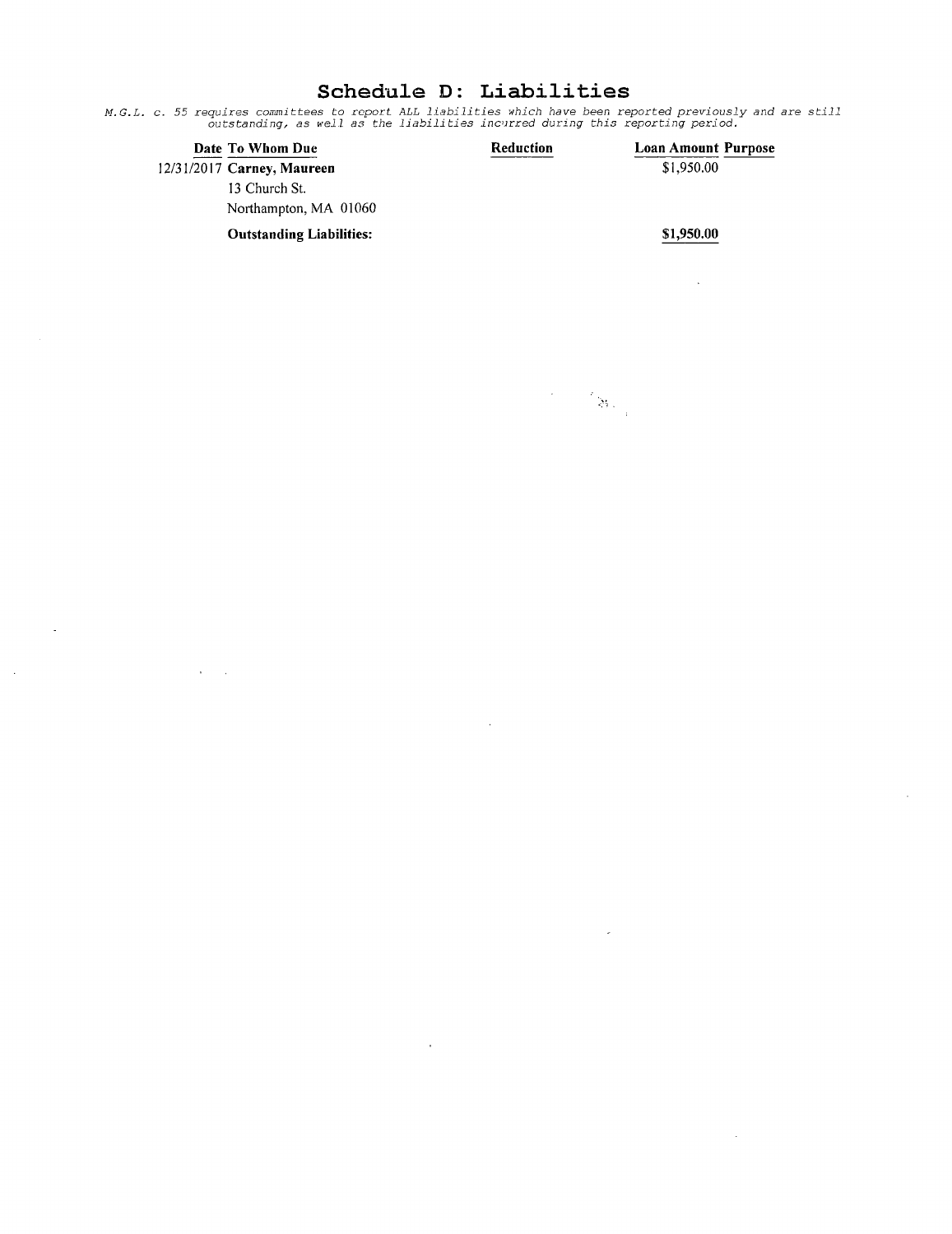# Schedule D: Liabilities

*M.G.L. c. 55 requires committees to report ALL liabilities which have been reported previously and are still outstanding, as well as the liabilities incurred during this reporting period.*

| Date | To Whom Due | Reduction | Loan Amount | Purpose |
|---|---|---|---|---|
| 12/31/2017 | **Carney, Maureen**<br>13 Church St.<br>Northampton, MA 01060 | | $1,950.00 | |
| | **Outstanding Liabilities:** | | **$1,950.00** | |